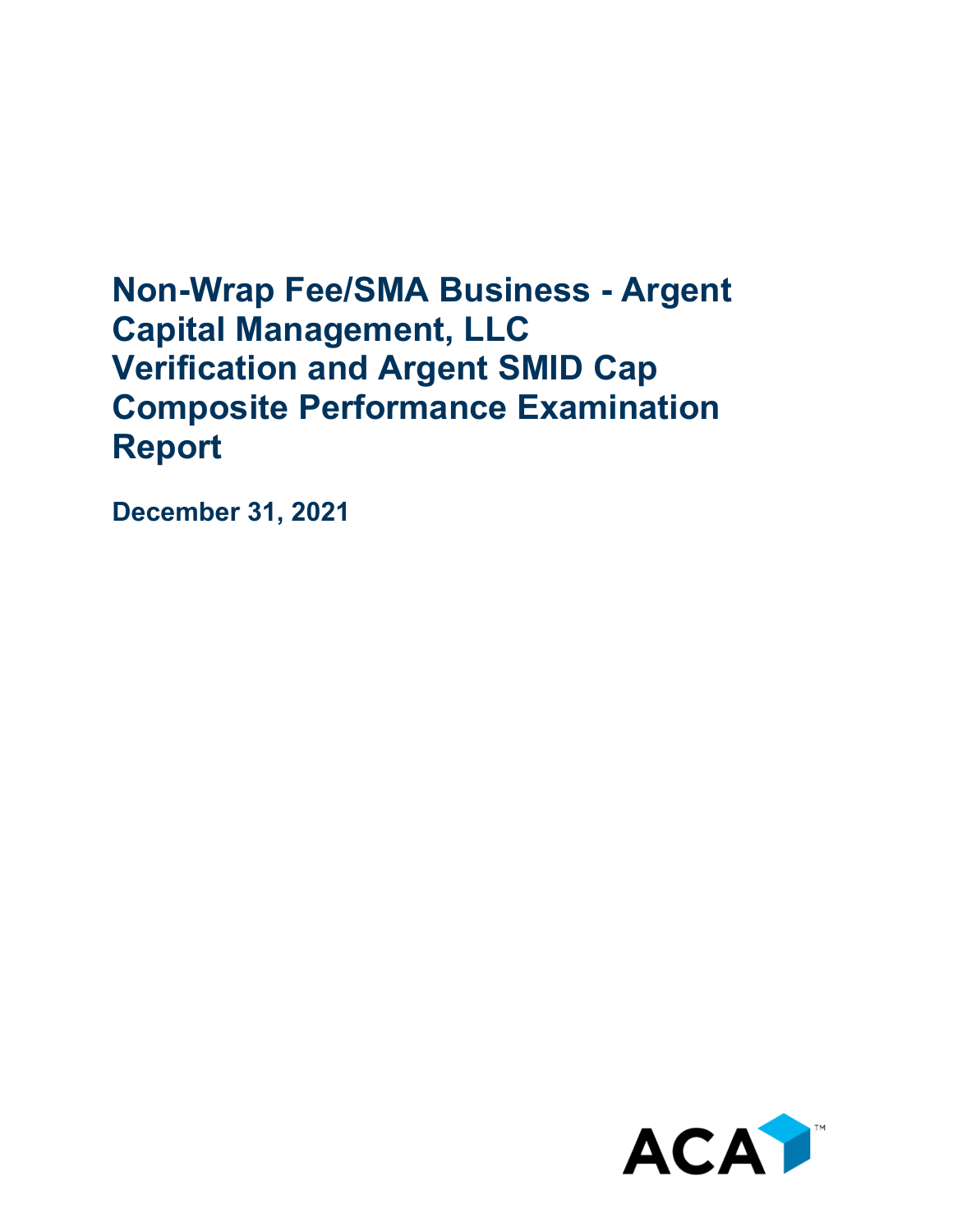# Non-Wrap Fee/SMA Business - Argent Capital Management, LLC Verification and Argent SMID Cap Composite Performance Examination Report

**December 31, 2021**

ACA™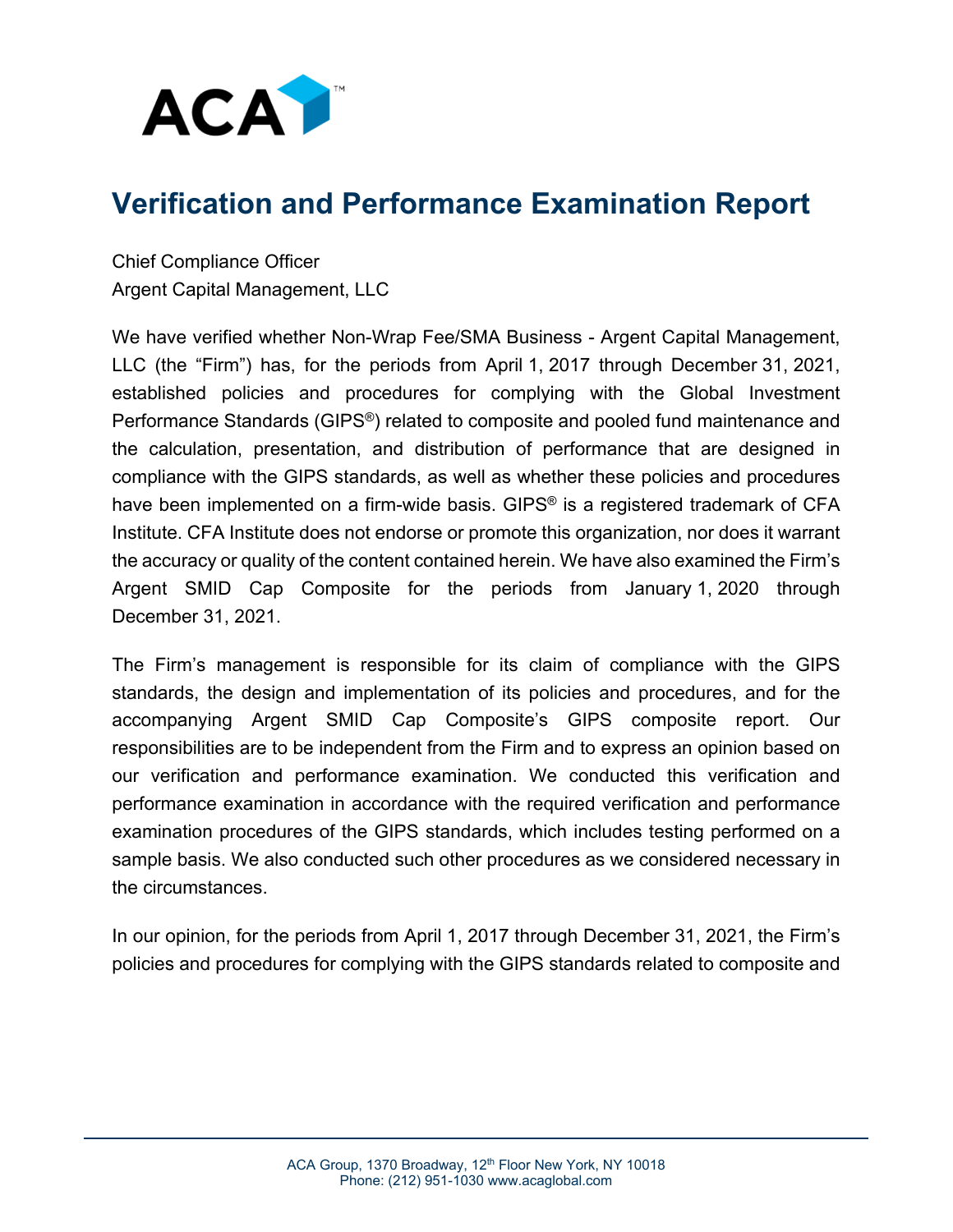# Verification and Performance Examination Report

Chief Compliance Officer
Argent Capital Management, LLC

We have verified whether Non-Wrap Fee/SMA Business - Argent Capital Management, LLC (the "Firm") has, for the periods from April 1, 2017 through December 31, 2021, established policies and procedures for complying with the Global Investment Performance Standards (GIPS®) related to composite and pooled fund maintenance and the calculation, presentation, and distribution of performance that are designed in compliance with the GIPS standards, as well as whether these policies and procedures have been implemented on a firm-wide basis. GIPS® is a registered trademark of CFA Institute. CFA Institute does not endorse or promote this organization, nor does it warrant the accuracy or quality of the content contained herein. We have also examined the Firm's Argent SMID Cap Composite for the periods from January 1, 2020 through December 31, 2021.

The Firm's management is responsible for its claim of compliance with the GIPS standards, the design and implementation of its policies and procedures, and for the accompanying Argent SMID Cap Composite's GIPS composite report. Our responsibilities are to be independent from the Firm and to express an opinion based on our verification and performance examination. We conducted this verification and performance examination in accordance with the required verification and performance examination procedures of the GIPS standards, which includes testing performed on a sample basis. We also conducted such other procedures as we considered necessary in the circumstances.

In our opinion, for the periods from April 1, 2017 through December 31, 2021, the Firm's policies and procedures for complying with the GIPS standards related to composite and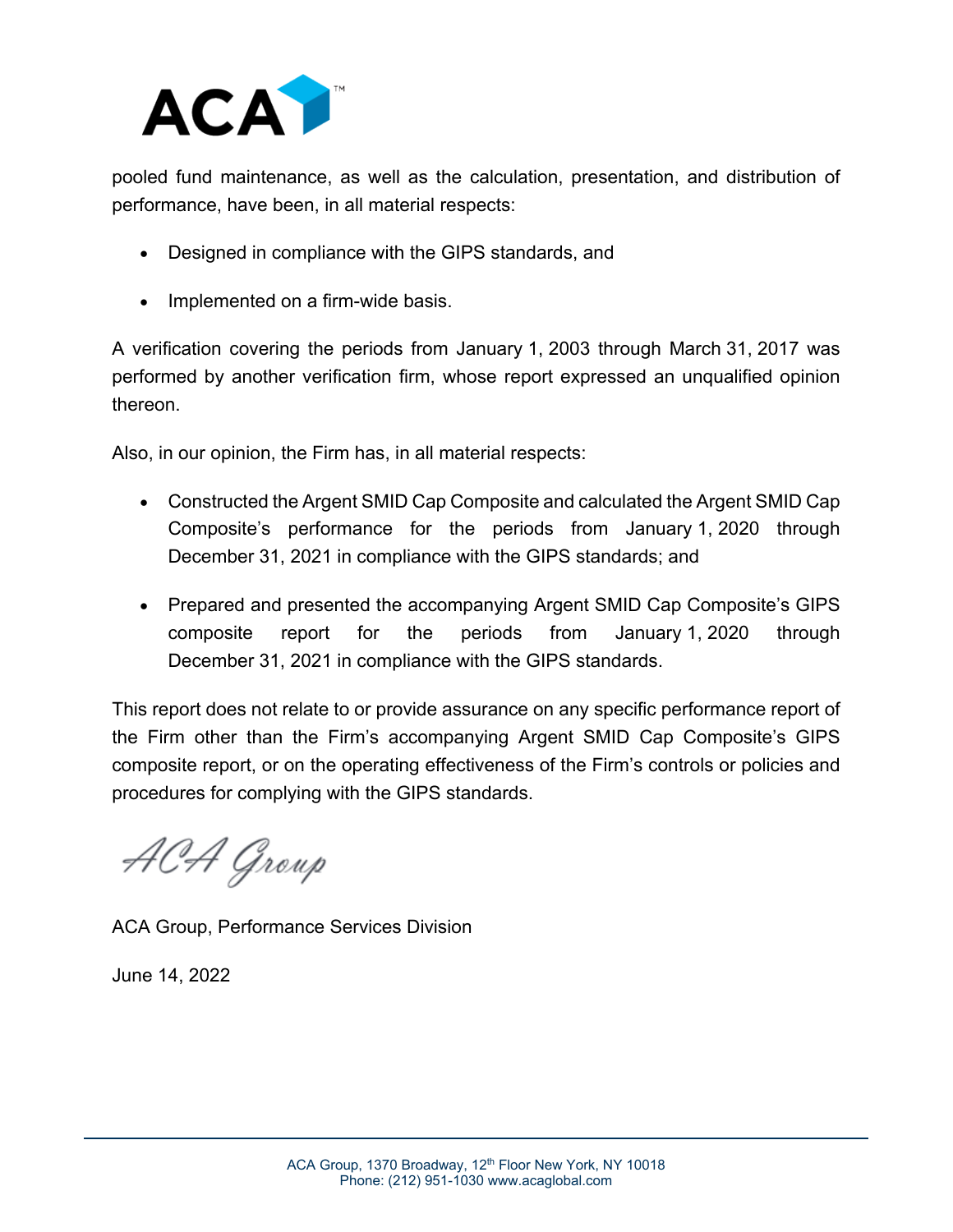pooled fund maintenance, as well as the calculation, presentation, and distribution of performance, have been, in all material respects:

- Designed in compliance with the GIPS standards, and
- Implemented on a firm-wide basis.

A verification covering the periods from January 1, 2003 through March 31, 2017 was performed by another verification firm, whose report expressed an unqualified opinion thereon.

Also, in our opinion, the Firm has, in all material respects:

- Constructed the Argent SMID Cap Composite and calculated the Argent SMID Cap Composite's performance for the periods from January 1, 2020 through December 31, 2021 in compliance with the GIPS standards; and
- Prepared and presented the accompanying Argent SMID Cap Composite's GIPS composite report for the periods from January 1, 2020 through December 31, 2021 in compliance with the GIPS standards.

This report does not relate to or provide assurance on any specific performance report of the Firm other than the Firm's accompanying Argent SMID Cap Composite's GIPS composite report, or on the operating effectiveness of the Firm's controls or policies and procedures for complying with the GIPS standards.

ACA Group

ACA Group, Performance Services Division

June 14, 2022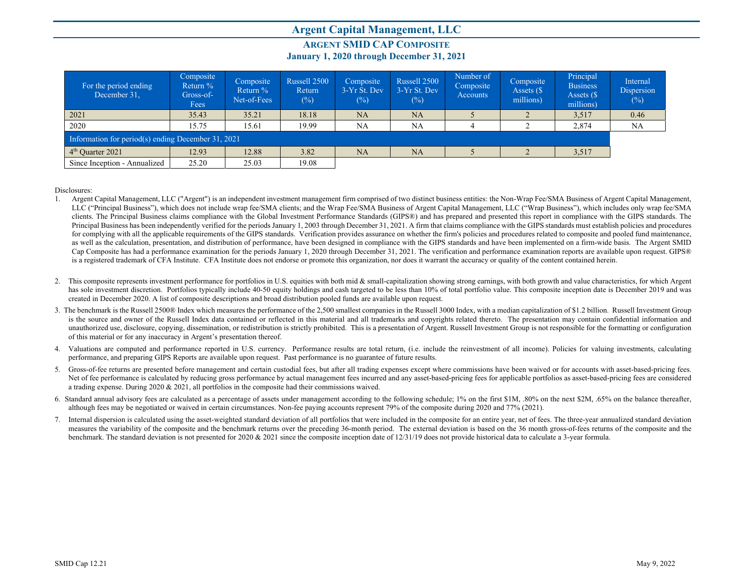# Argent Capital Management, LLC

## ARGENT SMID CAP COMPOSITE

### January 1, 2020 through December 31, 2021

| For the period ending December 31, | Composite Return % Gross-of-Fees | Composite Return % Net-of-Fees | Russell 2500 Return (%) | Composite 3-Yr St. Dev (%) | Russell 2500 3-Yr St. Dev (%) | Number of Composite Accounts | Composite Assets ($ millions) | Principal Business Assets ($ millions) | Internal Dispersion (%) |
|---|---|---|---|---|---|---|---|---|---|
| 2021 | 35.43 | 35.21 | 18.18 | NA | NA | 5 | 2 | 3,517 | 0.46 |
| 2020 | 15.75 | 15.61 | 19.99 | NA | NA | 4 | 2 | 2,874 | NA |
| Information for period(s) ending December 31, 2021 | | | | | | | | | |
| 4th Quarter 2021 | 12.93 | 12.88 | 3.82 | NA | NA | 5 | 2 | 3,517 | |
| Since Inception - Annualized | 25.20 | 25.03 | 19.08 | | | | | | |

Disclosures:

1. Argent Capital Management, LLC ("Argent") is an independent investment management firm comprised of two distinct business entities: the Non-Wrap Fee/SMA Business of Argent Capital Management, LLC ("Principal Business"), which does not include wrap fee/SMA clients; and the Wrap Fee/SMA Business of Argent Capital Management, LLC ("Wrap Business"), which includes only wrap fee/SMA clients. The Principal Business claims compliance with the Global Investment Performance Standards (GIPS®) and has prepared and presented this report in compliance with the GIPS standards. The Principal Business has been independently verified for the periods January 1, 2003 through December 31, 2021. A firm that claims compliance with the GIPS standards must establish policies and procedures for complying with all the applicable requirements of the GIPS standards. Verification provides assurance on whether the firm's policies and procedures related to composite and pooled fund maintenance, as well as the calculation, presentation, and distribution of performance, have been designed in compliance with the GIPS standards and have been implemented on a firm-wide basis. The Argent SMID Cap Composite has had a performance examination for the periods January 1, 2020 through December 31, 2021. The verification and performance examination reports are available upon request. GIPS® is a registered trademark of CFA Institute. CFA Institute does not endorse or promote this organization, nor does it warrant the accuracy or quality of the content contained herein.

2. This composite represents investment performance for portfolios in U.S. equities with both mid & small-capitalization showing strong earnings, with both growth and value characteristics, for which Argent has sole investment discretion. Portfolios typically include 40-50 equity holdings and cash targeted to be less than 10% of total portfolio value. This composite inception date is December 2019 and was created in December 2020. A list of composite descriptions and broad distribution pooled funds are available upon request.

3. The benchmark is the Russell 2500® Index which measures the performance of the 2,500 smallest companies in the Russell 3000 Index, with a median capitalization of $1.2 billion. Russell Investment Group is the source and owner of the Russell Index data contained or reflected in this material and all trademarks and copyrights related thereto. The presentation may contain confidential information and unauthorized use, disclosure, copying, dissemination, or redistribution is strictly prohibited. This is a presentation of Argent. Russell Investment Group is not responsible for the formatting or configuration of this material or for any inaccuracy in Argent's presentation thereof.

4. Valuations are computed and performance reported in U.S. currency. Performance results are total return, (i.e. include the reinvestment of all income). Policies for valuing investments, calculating performance, and preparing GIPS Reports are available upon request. Past performance is no guarantee of future results.

5. Gross-of-fee returns are presented before management and certain custodial fees, but after all trading expenses except where commissions have been waived or for accounts with asset-based-pricing fees. Net of fee performance is calculated by reducing gross performance by actual management fees incurred and any asset-based-pricing fees for applicable portfolios as asset-based-pricing fees are considered a trading expense. During 2020 & 2021, all portfolios in the composite had their commissions waived.

6. Standard annual advisory fees are calculated as a percentage of assets under management according to the following schedule; 1% on the first $1M, .80% on the next $2M, .65% on the balance thereafter, although fees may be negotiated or waived in certain circumstances. Non-fee paying accounts represent 79% of the composite during 2020 and 77% (2021).

7. Internal dispersion is calculated using the asset-weighted standard deviation of all portfolios that were included in the composite for an entire year, net of fees. The three-year annualized standard deviation measures the variability of the composite and the benchmark returns over the preceding 36-month period. The external deviation is based on the 36 month gross-of-fees returns of the composite and the benchmark. The standard deviation is not presented for 2020 & 2021 since the composite inception date of 12/31/19 does not provide historical data to calculate a 3-year formula.

SMID Cap 12.21

May 9, 2022